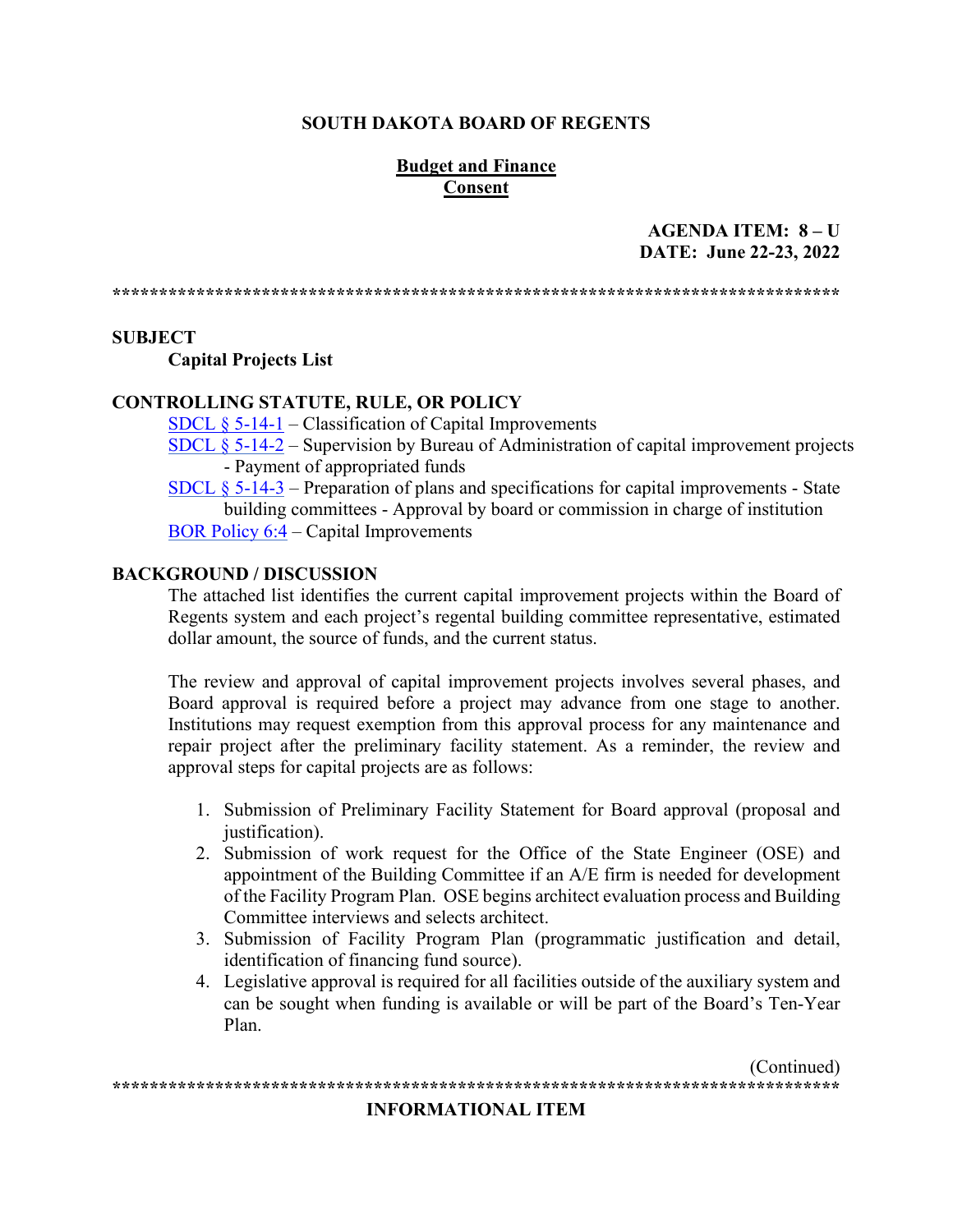**SOUTH DAKOTA BOARD OF REGENTS**

**Budget and Finance**
**Consent**

**AGENDA ITEM: 8 – U**
**DATE: June 22-23, 2022**

******************************************************************************

**SUBJECT**

**Capital Projects List**

**CONTROLLING STATUTE, RULE, OR POLICY**

SDCL § 5-14-1 – Classification of Capital Improvements
SDCL § 5-14-2 – Supervision by Bureau of Administration of capital improvement projects - Payment of appropriated funds
SDCL § 5-14-3 – Preparation of plans and specifications for capital improvements - State building committees - Approval by board or commission in charge of institution
BOR Policy 6:4 – Capital Improvements

**BACKGROUND / DISCUSSION**

The attached list identifies the current capital improvement projects within the Board of Regents system and each project's regental building committee representative, estimated dollar amount, the source of funds, and the current status.

The review and approval of capital improvement projects involves several phases, and Board approval is required before a project may advance from one stage to another. Institutions may request exemption from this approval process for any maintenance and repair project after the preliminary facility statement. As a reminder, the review and approval steps for capital projects are as follows:

1. Submission of Preliminary Facility Statement for Board approval (proposal and justification).
2. Submission of work request for the Office of the State Engineer (OSE) and appointment of the Building Committee if an A/E firm is needed for development of the Facility Program Plan. OSE begins architect evaluation process and Building Committee interviews and selects architect.
3. Submission of Facility Program Plan (programmatic justification and detail, identification of financing fund source).
4. Legislative approval is required for all facilities outside of the auxiliary system and can be sought when funding is available or will be part of the Board's Ten-Year Plan.

(Continued)

******************************************************************************

**INFORMATIONAL ITEM**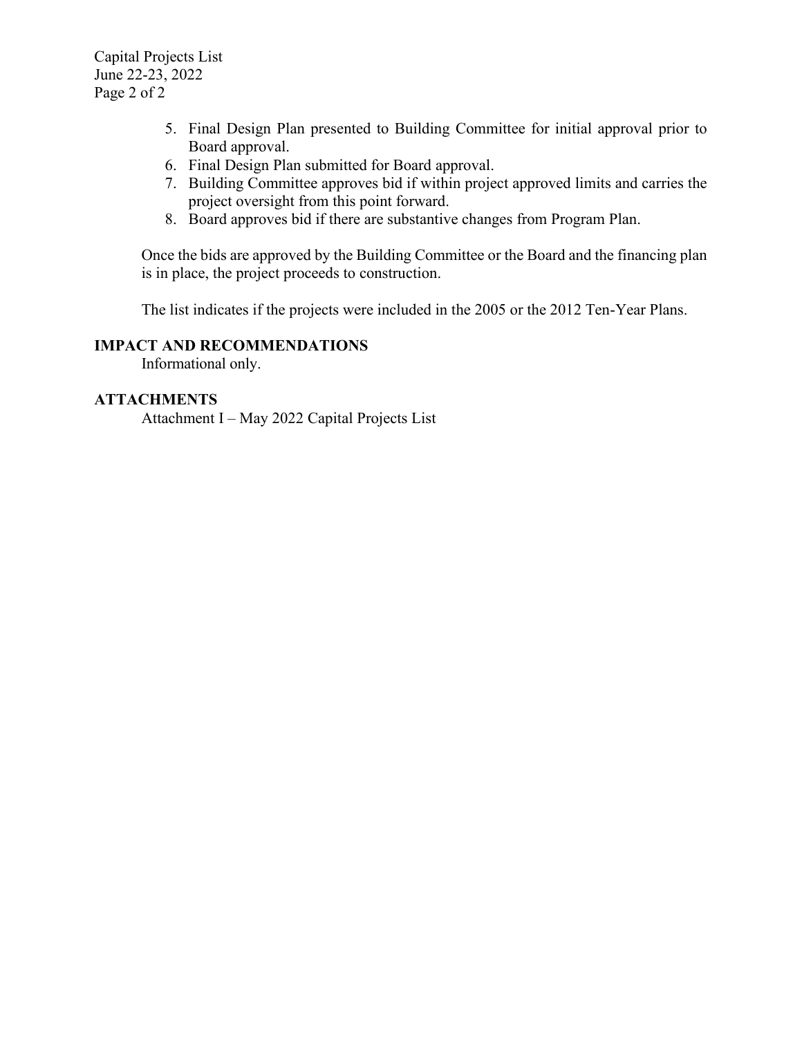5. Final Design Plan presented to Building Committee for initial approval prior to Board approval.
6. Final Design Plan submitted for Board approval.
7. Building Committee approves bid if within project approved limits and carries the project oversight from this point forward.
8. Board approves bid if there are substantive changes from Program Plan.

Once the bids are approved by the Building Committee or the Board and the financing plan is in place, the project proceeds to construction.

The list indicates if the projects were included in the 2005 or the 2012 Ten-Year Plans.

## IMPACT AND RECOMMENDATIONS

Informational only.

## ATTACHMENTS

Attachment I – May 2022 Capital Projects List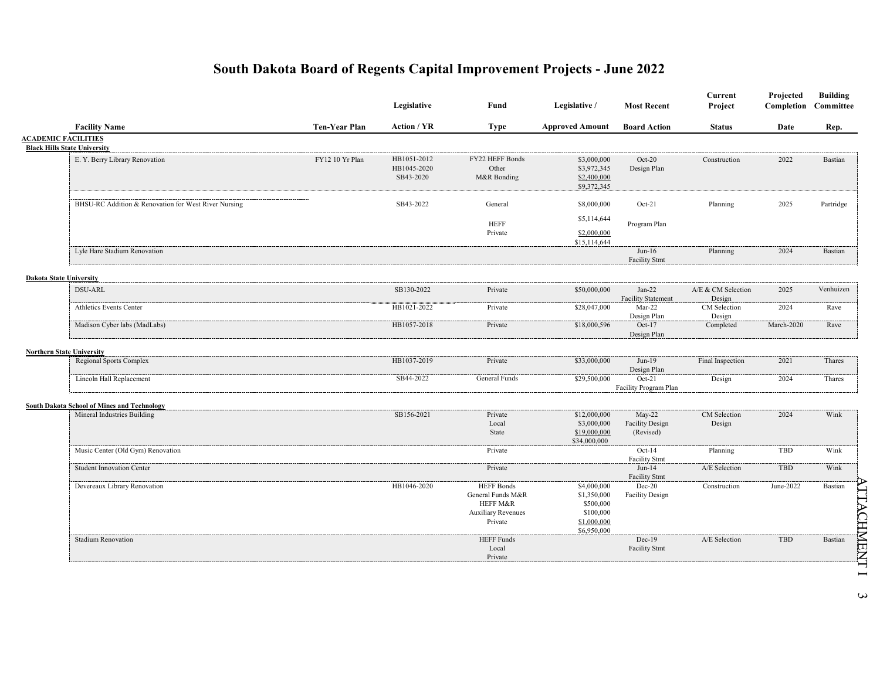# South Dakota Board of Regents Capital Improvement Projects - June 2022

| Facility Name | Ten-Year Plan | Legislative Action / YR | Fund Type | Legislative / Approved Amount | Most Recent Board Action | Current Project Status | Projected Completion Date | Building Committee Rep. |
|---|---|---|---|---|---|---|---|---|
| **ACADEMIC FACILITIES** | | | | | | | | |
| **Black Hills State University** | | | | | | | | |
| E. Y. Berry Library Renovation | FY12 10 Yr Plan | HB1051-2012<br>HB1045-2020<br>SB43-2020 | FY22 HEFF Bonds<br>Other<br>M&R Bonding | $3,000,000<br>$3,972,345<br>$2,400,000<br>$9,372,345 | Oct-20<br>Design Plan | Construction | 2022 | Bastian |
| BHSU-RC Addition & Renovation for West River Nursing | | SB43-2022 | General<br>HEFF<br>Private | $8,000,000<br>$5,114,644<br>$2,000,000<br>$15,114,644 | Oct-21<br>Program Plan | Planning | 2025 | Partridge |
| Lyle Hare Stadium Renovation | | | | | Jun-16<br>Facility Stmt | Planning | 2024 | Bastian |
| **Dakota State University** | | | | | | | | |
| DSU-ARL | | SB130-2022 | Private | $50,000,000 | Jan-22<br>Facility Statement | A/E & CM Selection<br>Design | 2025 | Venhuizen |
| Athletics Events Center | | HB1021-2022 | Private | $28,047,000 | Mar-22<br>Design Plan | CM Selection<br>Design | 2024 | Rave |
| Madison Cyber labs (MadLabs) | | HB1057-2018 | Private | $18,000,596 | Oct-17<br>Design Plan | Completed | March-2020 | Rave |
| **Northern State University** | | | | | | | | |
| Regional Sports Complex | | HB1037-2019 | Private | $33,000,000 | Jun-19<br>Design Plan | Final Inspection | 2021 | Thares |
| Lincoln Hall Replacement | | SB44-2022 | General Funds | $29,500,000 | Oct-21<br>Facility Program Plan | Design | 2024 | Thares |
| **South Dakota School of Mines and Technology** | | | | | | | | |
| Mineral Industries Building | | SB156-2021 | Private<br>Local<br>State | $12,000,000<br>$3,000,000<br>$19,000,000<br>$34,000,000 | May-22<br>Facility Design<br>(Revised) | CM Selection<br>Design | 2024 | Wink |
| Music Center (Old Gym) Renovation | | | Private | | Oct-14<br>Facility Stmt | Planning | TBD | Wink |
| Student Innovation Center | | | Private | | Jun-14<br>Facility Stmt | A/E Selection | TBD | Wink |
| Devereaux Library Renovation | | HB1046-2020 | HEFF Bonds<br>General Funds M&R<br>HEFF M&R<br>Auxiliary Revenues<br>Private | $4,000,000<br>$1,350,000<br>$500,000<br>$100,000<br>$1,000,000<br>$6,950,000 | Dec-20<br>Facility Design | Construction | June-2022 | Bastian |
| Stadium Renovation | | | HEFF Funds<br>Local<br>Private | | Dec-19<br>Facility Stmt | A/E Selection | TBD | Bastian |

ATTACHMENT I 3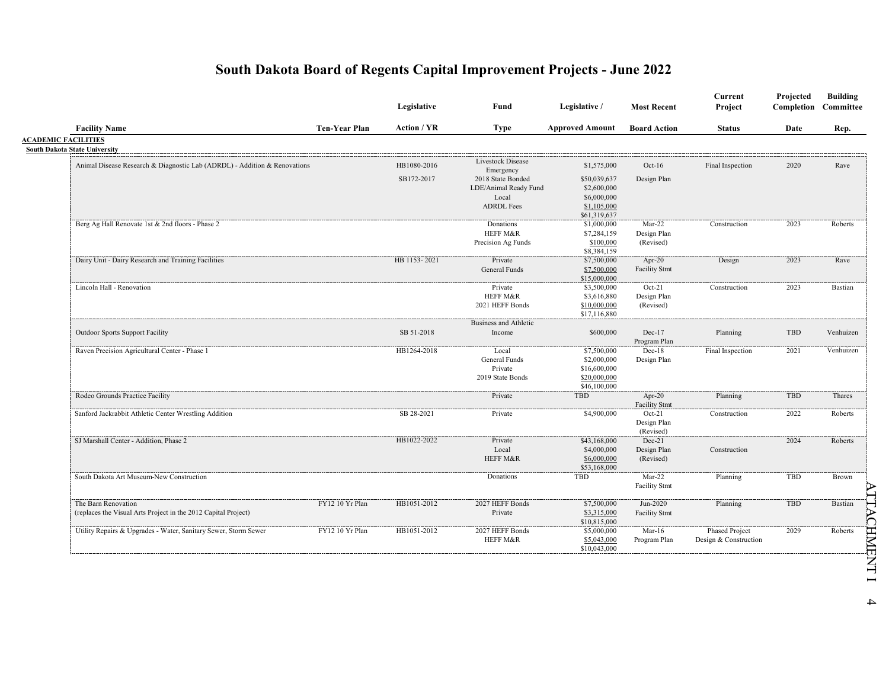# South Dakota Board of Regents Capital Improvement Projects - June 2022

| Facility Name | Ten-Year Plan | Legislative Action / YR | Fund Type | Legislative / Approved Amount | Most Recent Board Action | Current Project Status | Projected Completion Date | Building Committee Rep. |
|---|---|---|---|---|---|---|---|---|
| **ACADEMIC FACILITIES** | | | | | | | | |
| **South Dakota State University** | | | | | | | | |
| Animal Disease Research & Diagnostic Lab (ADRDL) - Addition & Renovations | | HB1080-2016 | Livestock Disease Emergency | $1,575,000 | Oct-16 | Final Inspection | 2020 | Rave |
| | | SB172-2017 | 2018 State Bonded | $50,039,637 | Design Plan | | | |
| | | | LDE/Animal Ready Fund | $2,600,000 | | | | |
| | | | Local | $6,000,000 | | | | |
| | | | ADRDL Fees | $1,105,000 | | | | |
| | | | | $61,319,637 | | | | |
| Berg Ag Hall Renovate 1st & 2nd floors - Phase 2 | | | Donations | $1,000,000 | Mar-22 | Construction | 2023 | Roberts |
| | | | HEFF M&R | $7,284,159 | Design Plan | | | |
| | | | Precision Ag Funds | $100,000 | (Revised) | | | |
| | | | | $8,384,159 | | | | |
| Dairy Unit - Dairy Research and Training Facilities | | HB 1153- 2021 | Private | $7,500,000 | Apr-20 | Design | 2023 | Rave |
| | | | General Funds | $7,500,000 | Facility Stmt | | | |
| | | | | $15,000,000 | | | | |
| Lincoln Hall - Renovation | | | Private | $3,500,000 | Oct-21 | Construction | 2023 | Bastian |
| | | | HEFF M&R | $3,616,880 | Design Plan | | | |
| | | | 2021 HEFF Bonds | $10,000,000 | (Revised) | | | |
| | | | | $17,116,880 | | | | |
| Outdoor Sports Support Facility | | SB 51-2018 | Business and Athletic Income | $600,000 | Dec-17 Program Plan | Planning | TBD | Venhuizen |
| Raven Precision Agricultural Center - Phase 1 | | HB1264-2018 | Local | $7,500,000 | Dec-18 | Final Inspection | 2021 | Venhuizen |
| | | | General Funds | $2,000,000 | Design Plan | | | |
| | | | Private | $16,600,000 | | | | |
| | | | 2019 State Bonds | $20,000,000 | | | | |
| | | | | $46,100,000 | | | | |
| Rodeo Grounds Practice Facility | | | Private | TBD | Apr-20 Facility Stmt | Planning | TBD | Thares |
| Sanford Jackrabbit Athletic Center Wrestling Addition | | SB 28-2021 | Private | $4,900,000 | Oct-21 Design Plan (Revised) | Construction | 2022 | Roberts |
| SJ Marshall Center - Addition, Phase 2 | | HB1022-2022 | Private | $43,168,000 | Dec-21 | | 2024 | Roberts |
| | | | Local | $4,000,000 | Design Plan | Construction | | |
| | | | HEFF M&R | $6,000,000 | (Revised) | | | |
| | | | | $53,168,000 | | | | |
| South Dakota Art Museum-New Construction | | | Donations | TBD | Mar-22 Facility Stmt | Planning | TBD | Brown |
| The Barn Renovation (replaces the Visual Arts Project in the 2012 Capital Project) | FY12 10 Yr Plan | HB1051-2012 | 2027 HEFF Bonds | $7,500,000 | Jun-2020 | Planning | TBD | Bastian |
| | | | Private | $3,315,000 | Facility Stmt | | | |
| | | | | $10,815,000 | | | | |
| Utility Repairs & Upgrades - Water, Sanitary Sewer, Storm Sewer | FY12 10 Yr Plan | HB1051-2012 | 2027 HEFF Bonds | $5,000,000 | Mar-16 | Phased Project | 2029 | Roberts |
| | | | HEFF M&R | $5,043,000 | Program Plan | Design & Construction | | |
| | | | | $10,043,000 | | | | |

ATTACHMENT I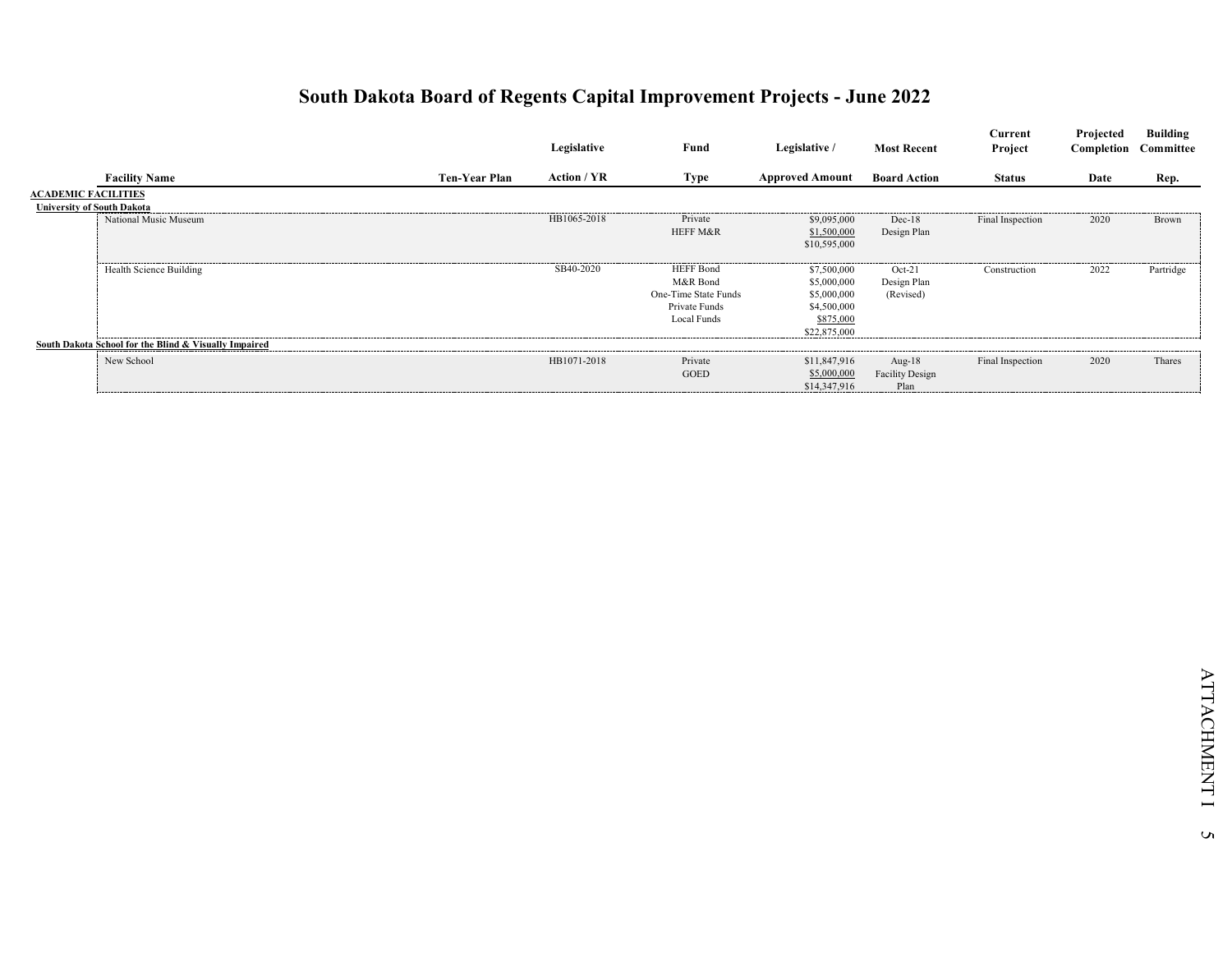# South Dakota Board of Regents Capital Improvement Projects - June 2022

| Facility Name | Ten-Year Plan | Legislative Action / YR | Fund Type | Legislative / Approved Amount | Most Recent Board Action | Current Project Status | Projected Completion Date | Building Committee Rep. |
|---|---|---|---|---|---|---|---|---|
| **ACADEMIC FACILITIES** | | | | | | | | |
| **University of South Dakota** | | | | | | | | |
| National Music Museum | | HB1065-2018 | Private<br>HEFF M&R | $9,095,000<br>$1,500,000<br>$10,595,000 | Dec-18<br>Design Plan | Final Inspection | 2020 | Brown |
| Health Science Building | | SB40-2020 | HEFF Bond<br>M&R Bond<br>One-Time State Funds<br>Private Funds<br>Local Funds | $7,500,000<br>$5,000,000<br>$5,000,000<br>$4,500,000<br>$875,000<br>$22,875,000 | Oct-21<br>Design Plan<br>(Revised) | Construction | 2022 | Partridge |
| **South Dakota School for the Blind & Visually Impaired** | | | | | | | | |
| New School | | HB1071-2018 | Private<br>GOED | $11,847,916<br>$5,000,000<br>$14,347,916 | Aug-18<br>Facility Design Plan | Final Inspection | 2020 | Thares |

ATTACHMENT I 5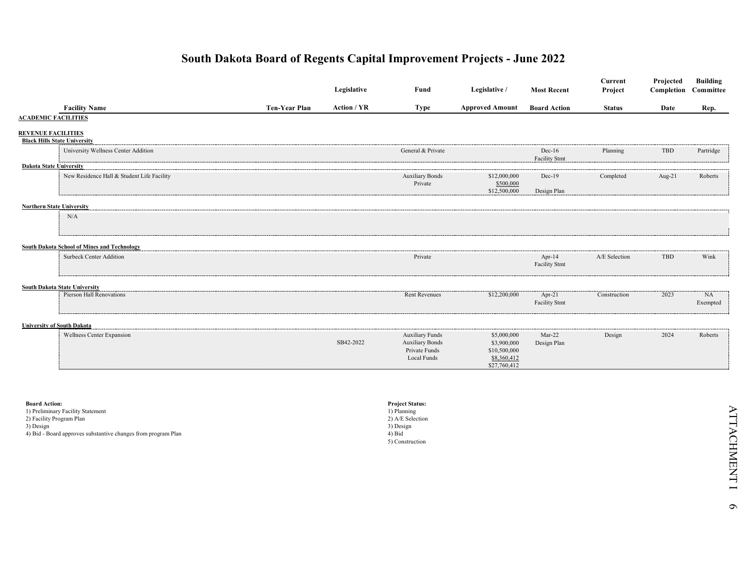# South Dakota Board of Regents Capital Improvement Projects - June 2022

| Facility Name | Ten-Year Plan | Legislative Action / YR | Fund Type | Legislative / Approved Amount | Most Recent Board Action | Current Project Status | Projected Completion Date | Building Committee Rep. |
|---|---|---|---|---|---|---|---|---|
| **ACADEMIC FACILITIES** | | | | | | | | |
| **REVENUE FACILITIES** | | | | | | | | |
| **Black Hills State University** | | | | | | | | |
| University Wellness Center Addition | | | General & Private | | Dec-16 Facility Stmt | Planning | TBD | Partridge |
| **Dakota State University** | | | | | | | | |
| New Residence Hall & Student Life Facility | | | Auxiliary Bonds<br>Private | \$12,000,000<br>\$500,000<br>\$12,500,000 | Dec-19<br>Design Plan | Completed | Aug-21 | Roberts |
| **Northern State University** | | | | | | | | |
| N/A | | | | | | | | |
| **South Dakota School of Mines and Technology** | | | | | | | | |
| Surbeck Center Addition | | | Private | | Apr-14 Facility Stmt | A/E Selection | TBD | Wink |
| **South Dakota State University** | | | | | | | | |
| Pierson Hall Renovations | | | Rent Revenues | \$12,200,000 | Apr-21 Facility Stmt | Construction | 2023 | NA Exempted |
| **University of South Dakota** | | | | | | | | |
| Wellness Center Expansion | | SB42-2022 | Auxiliary Funds<br>Auxiliary Bonds<br>Private Funds<br>Local Funds | \$5,000,000<br>\$3,900,000<br>\$10,500,000<br>\$8,360,412<br>\$27,760,412 | Mar-22<br>Design Plan | Design | 2024 | Roberts |

**Board Action:**
1) Preliminary Facility Statement
2) Facility Program Plan
3) Design
4) Bid - Board approves substantive changes from program Plan

**Project Status:**
1) Planning
2) A/E Selection
3) Design
4) Bid
5) Construction

ATTACHMENT I